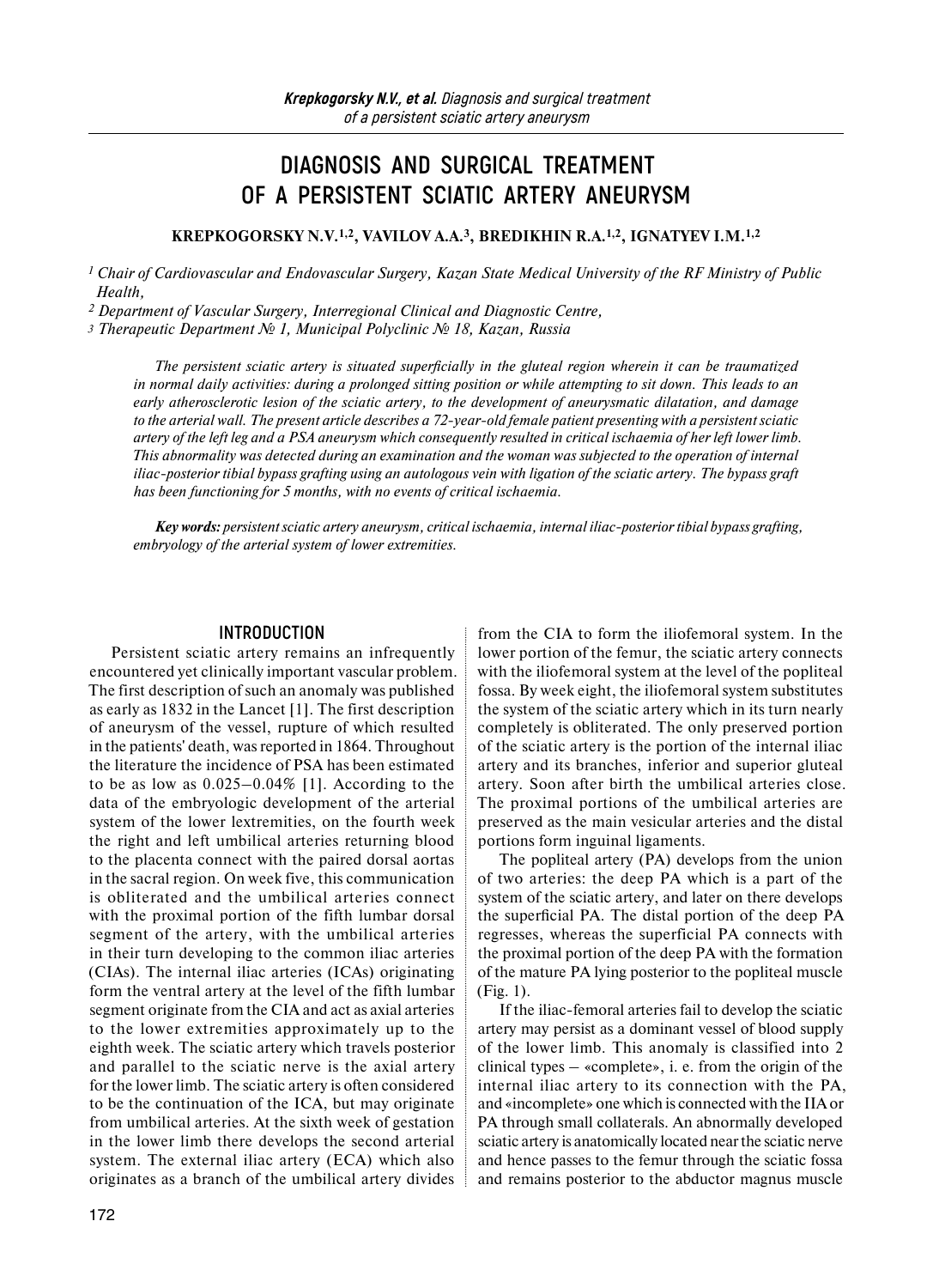# DIAGNOSIS AND SURGICAL TREATMENT OF A PERSISTENT SCIATIC ARTERY ANEURYSM

**KREPKOGORSKY N.V.[1,2], VAVILOV A.A.[3], BREDIKHIN R.A.[1,2], IGNATYEV I.M.[1,2]**

*[1] Chair of Cardiovascular and Endovascular Surgery, Kazan State Medical University of the RF Ministry of Public Health,*

*[2] Department of Vascular Surgery, Interregional Clinical and Diagnostic Centre,*

*[3] Therapeutic Department № 1, Municipal Polyclinic № 18, Kazan, Russia*

*The persistent sciatic artery is situated superficially in the gluteal region wherein it can be traumatized in normal daily activities: during a prolonged sitting position or while attempting to sit down. This leads to an early atherosclerotic lesion of the sciatic artery, to the development of aneurysmatic dilatation, and damage to the arterial wall. The present article describes a 72-year-old female patient presenting with a persistent sciatic artery of the left leg and a PSA aneurysm which consequently resulted in critical ischaemia of her left lower limb. This abnormality was detected during an examination and the woman was subjected to the operation of internal iliac-posterior tibial bypass grafting using an autologous vein with ligation of the sciatic artery. The bypass graft has been functioning for 5 months, with no events of critical ischaemia.*

***Key words:*** *persistent sciatic artery aneurysm, critical ischaemia, internal iliac-posterior tibial bypass grafting, embryology of the arterial system of lower extremities.*

## INTRODUCTION

Persistent sciatic artery remains an infrequently encountered yet clinically important vascular problem. The first description of such an anomaly was published as early as 1832 in the Lancet [1]. The first description of aneurysm of the vessel, rupture of which resulted in the patients' death, was reported in 1864. Throughout the literature the incidence of PSA has been estimated to be as low as 0.025–0.04% [1]. According to the data of the embryologic development of the arterial system of the lower lextremities, on the fourth week the right and left umbilical arteries returning blood to the placenta connect with the paired dorsal aortas in the sacral region. On week five, this communication is obliterated and the umbilical arteries connect with the proximal portion of the fifth lumbar dorsal segment of the artery, with the umbilical arteries in their turn developing to the common iliac arteries (CIAs). The internal iliac arteries (ICAs) originating form the ventral artery at the level of the fifth lumbar segment originate from the CIA and act as axial arteries to the lower extremities approximately up to the eighth week. The sciatic artery which travels posterior and parallel to the sciatic nerve is the axial artery for the lower limb. The sciatic artery is often considered to be the continuation of the ICA, but may originate from umbilical arteries. At the sixth week of gestation in the lower limb there develops the second arterial system. The external iliac artery (ECA) which also originates as a branch of the umbilical artery divides from the CIA to form the iliofemoral system. In the lower portion of the femur, the sciatic artery connects with the iliofemoral system at the level of the popliteal fossa. By week eight, the iliofemoral system substitutes the system of the sciatic artery which in its turn nearly completely is obliterated. The only preserved portion of the sciatic artery is the portion of the internal iliac artery and its branches, inferior and superior gluteal artery. Soon after birth the umbilical arteries close. The proximal portions of the umbilical arteries are preserved as the main vesicular arteries and the distal portions form inguinal ligaments.

The popliteal artery (PA) develops from the union of two arteries: the deep PA which is a part of the system of the sciatic artery, and later on there develops the superficial PA. The distal portion of the deep PA regresses, whereas the superficial PA connects with the proximal portion of the deep PA with the formation of the mature PA lying posterior to the popliteal muscle (Fig. 1).

If the iliac-femoral arteries fail to develop the sciatic artery may persist as a dominant vessel of blood supply of the lower limb. This anomaly is classified into 2 clinical types – «complete», i. e. from the origin of the internal iliac artery to its connection with the PA, and «incomplete» one which is connected with the IIA or PA through small collaterals. An abnormally developed sciatic artery is anatomically located near the sciatic nerve and hence passes to the femur through the sciatic fossa and remains posterior to the abductor magnus muscle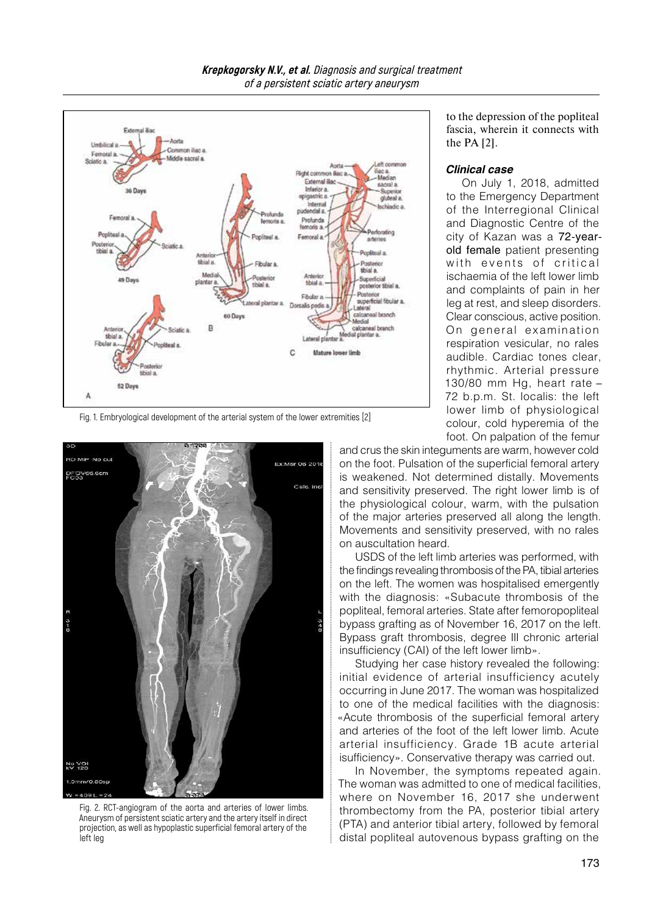Fig. 1. Embryological development of the arterial system of the lower extremities [2]

Fig. 2. RCT-angiogram of the aorta and arteries of lower limbs. Aneurysm of persistent sciatic artery and the artery itself in direct projection, as well as hypoplastic superficial femoral artery of the left leg

to the depression of the popliteal fascia, wherein it connects with the PA [2].

### Clinical case

On July 1, 2018, admitted to the Emergency Department of the Interregional Clinical and Diagnostic Centre of the city of Kazan was a 72-year-old female patient presenting with events of critical ischaemia of the left lower limb and complaints of pain in her leg at rest, and sleep disorders. Clear conscious, active position. On general examination respiration vesicular, no rales audible. Cardiac tones clear, rhythmic. Arterial pressure 130/80 mm Hg, heart rate – 72 b.p.m. St. localis: the left lower limb of physiological colour, cold hyperemia of the foot. On palpation of the femur and crus the skin integuments are warm, however cold on the foot. Pulsation of the superficial femoral artery is weakened. Not determined distally. Movements and sensitivity preserved. The right lower limb is of the physiological colour, warm, with the pulsation of the major arteries preserved all along the length. Movements and sensitivity preserved, with no rales on auscultation heard.

USDS of the left limb arteries was performed, with the findings revealing thrombosis of the PA, tibial arteries on the left. The women was hospitalised emergently with the diagnosis: «Subacute thrombosis of the popliteal, femoral arteries. State after femoropopliteal bypass grafting as of November 16, 2017 on the left. Bypass graft thrombosis, degree III chronic arterial insufficiency (CAI) of the left lower limb».

Studying her case history revealed the following: initial evidence of arterial insufficiency acutely occurring in June 2017. The woman was hospitalized to one of the medical facilities with the diagnosis: «Acute thrombosis of the superficial femoral artery and arteries of the foot of the left lower limb. Acute arterial insufficiency. Grade 1B acute arterial isufficiency». Conservative therapy was carried out.

In November, the symptoms repeated again. The woman was admitted to one of medical facilities, where on November 16, 2017 she underwent thrombectomy from the PA, posterior tibial artery (PTA) and anterior tibial artery, followed by femoral distal popliteal autovenous bypass grafting on the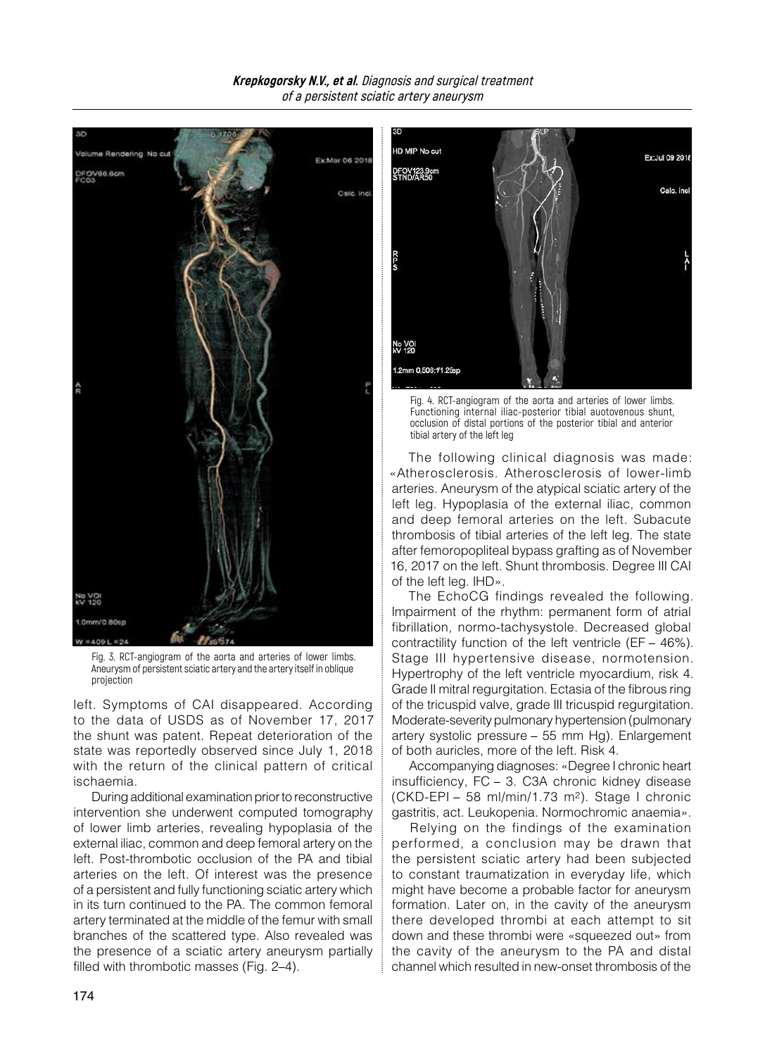Fig. 3. RCT-angiogram of the aorta and arteries of lower limbs. Aneurysm of persistent sciatic artery and the artery itself in oblique projection

Fig. 4. RCT-angiogram of the aorta and arteries of lower limbs. Functioning internal iliac-posterior tibial auotovenous shunt, occlusion of distal portions of the posterior tibial and anterior tibial artery of the left leg

left. Symptoms of CAI disappeared. According to the data of USDS as of November 17, 2017 the shunt was patent. Repeat deterioration of the state was reportedly observed since July 1, 2018 with the return of the clinical pattern of critical ischaemia.

During additional examination prior to reconstructive intervention she underwent computed tomography of lower limb arteries, revealing hypoplasia of the external iliac, common and deep femoral artery on the left. Post-thrombotic occlusion of the PA and tibial arteries on the left. Of interest was the presence of a persistent and fully functioning sciatic artery which in its turn continued to the PA. The common femoral artery terminated at the middle of the femur with small branches of the scattered type. Also revealed was the presence of a sciatic artery aneurysm partially filled with thrombotic masses (Fig. 2–4).

The following clinical diagnosis was made: «Atherosclerosis. Atherosclerosis of lower-limb arteries. Aneurysm of the atypical sciatic artery of the left leg. Hypoplasia of the external iliac, common and deep femoral arteries on the left. Subacute thrombosis of tibial arteries of the left leg. The state after femoropopliteal bypass grafting as of November 16, 2017 on the left. Shunt thrombosis. Degree III CAI of the left leg. IHD».

The EchoCG findings revealed the following. Impairment of the rhythm: permanent form of atrial fibrillation, normo-tachysystole. Decreased global contractility function of the left ventricle (EF – 46%). Stage III hypertensive disease, normotension. Hypertrophy of the left ventricle myocardium, risk 4. Grade II mitral regurgitation. Ectasia of the fibrous ring of the tricuspid valve, grade III tricuspid regurgitation. Moderate-severity pulmonary hypertension (pulmonary artery systolic pressure – 55 mm Hg). Enlargement of both auricles, more of the left. Risk 4.

Accompanying diagnoses: «Degree I chronic heart insufficiency, FC – 3. C3A chronic kidney disease (CKD-EPI – 58 ml/min/1.73 m$^2$). Stage I chronic gastritis, act. Leukopenia. Normochromic anaemia».

Relying on the findings of the examination performed, a conclusion may be drawn that the persistent sciatic artery had been subjected to constant traumatization in everyday life, which might have become a probable factor for aneurysm formation. Later on, in the cavity of the aneurysm there developed thrombi at each attempt to sit down and these thrombi were «squeezed out» from the cavity of the aneurysm to the PA and distal channel which resulted in new-onset thrombosis of the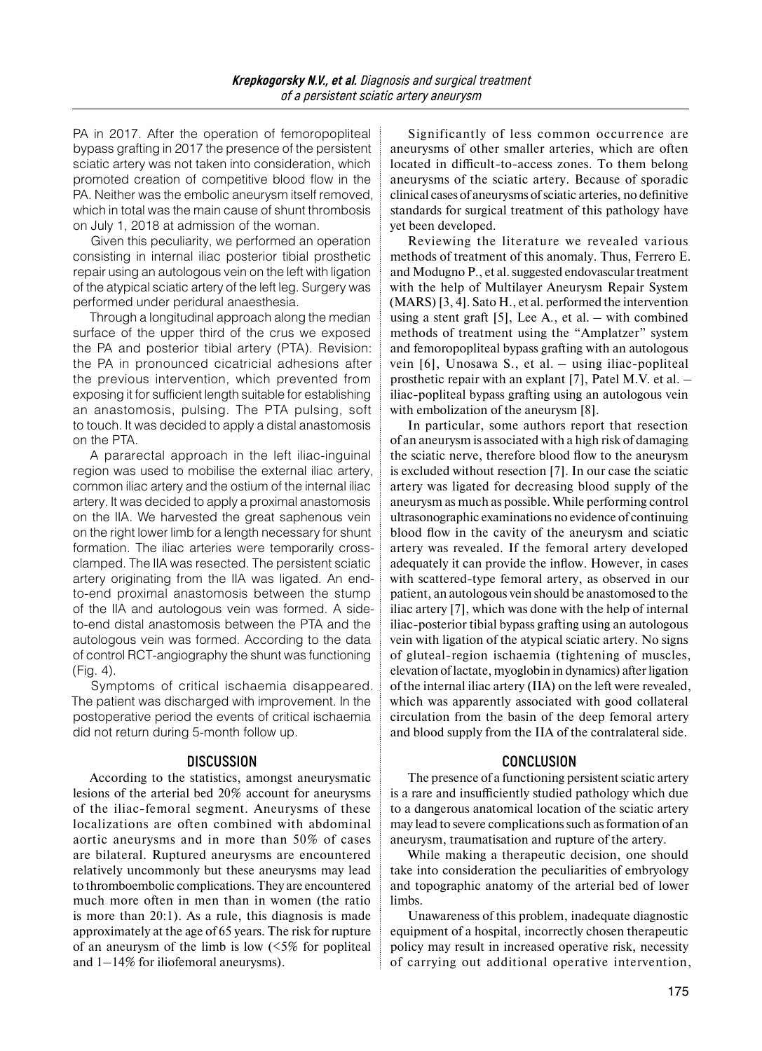PA in 2017. After the operation of femoropopliteal bypass grafting in 2017 the presence of the persistent sciatic artery was not taken into consideration, which promoted creation of competitive blood flow in the PA. Neither was the embolic aneurysm itself removed, which in total was the main cause of shunt thrombosis on July 1, 2018 at admission of the woman.

Given this peculiarity, we performed an operation consisting in internal iliac posterior tibial prosthetic repair using an autologous vein on the left with ligation of the atypical sciatic artery of the left leg. Surgery was performed under peridural anaesthesia.

Through a longitudinal approach along the median surface of the upper third of the crus we exposed the PA and posterior tibial artery (PTA). Revision: the PA in pronounced cicatricial adhesions after the previous intervention, which prevented from exposing it for sufficient length suitable for establishing an anastomosis, pulsing. The PTA pulsing, soft to touch. It was decided to apply a distal anastomosis on the PTA.

A pararectal approach in the left iliac-inguinal region was used to mobilise the external iliac artery, common iliac artery and the ostium of the internal iliac artery. It was decided to apply a proximal anastomosis on the IIA. We harvested the great saphenous vein on the right lower limb for a length necessary for shunt formation. The iliac arteries were temporarily cross-clamped. The IIA was resected. The persistent sciatic artery originating from the IIA was ligated. An end-to-end proximal anastomosis between the stump of the IIA and autologous vein was formed. A side-to-end distal anastomosis between the PTA and the autologous vein was formed. According to the data of control RCT-angiography the shunt was functioning (Fig. 4).

Symptoms of critical ischaemia disappeared. The patient was discharged with improvement. In the postoperative period the events of critical ischaemia did not return during 5-month follow up.

## DISCUSSION

According to the statistics, amongst aneurysmatic lesions of the arterial bed 20% account for aneurysms of the iliac-femoral segment. Aneurysms of these localizations are often combined with abdominal aortic aneurysms and in more than 50% of cases are bilateral. Ruptured aneurysms are encountered relatively uncommonly but these aneurysms may lead to thromboembolic complications. They are encountered much more often in men than in women (the ratio is more than 20:1). As a rule, this diagnosis is made approximately at the age of 65 years. The risk for rupture of an aneurysm of the limb is low (<5% for popliteal and 1–14% for iliofemoral aneurysms).

Significantly of less common occurrence are aneurysms of other smaller arteries, which are often located in difficult-to-access zones. To them belong aneurysms of the sciatic artery. Because of sporadic clinical cases of aneurysms of sciatic arteries, no definitive standards for surgical treatment of this pathology have yet been developed.

Reviewing the literature we revealed various methods of treatment of this anomaly. Thus, Ferrero E. and Modugno P., et al. suggested endovascular treatment with the help of Multilayer Aneurysm Repair System (MARS) [3, 4]. Sato H., et al. performed the intervention using a stent graft [5], Lee A., et al. – with combined methods of treatment using the "Amplatzer" system and femoropopliteal bypass grafting with an autologous vein [6], Unosawa S., et al. – using iliac-popliteal prosthetic repair with an explant [7], Patel M.V. et al. – iliac-popliteal bypass grafting using an autologous vein with embolization of the aneurysm [8].

In particular, some authors report that resection of an aneurysm is associated with a high risk of damaging the sciatic nerve, therefore blood flow to the aneurysm is excluded without resection [7]. In our case the sciatic artery was ligated for decreasing blood supply of the aneurysm as much as possible. While performing control ultrasonographic examinations no evidence of continuing blood flow in the cavity of the aneurysm and sciatic artery was revealed. If the femoral artery developed adequately it can provide the inflow. However, in cases with scattered-type femoral artery, as observed in our patient, an autologous vein should be anastomosed to the iliac artery [7], which was done with the help of internal iliac-posterior tibial bypass grafting using an autologous vein with ligation of the atypical sciatic artery. No signs of gluteal-region ischaemia (tightening of muscles, elevation of lactate, myoglobin in dynamics) after ligation of the internal iliac artery (IIA) on the left were revealed, which was apparently associated with good collateral circulation from the basin of the deep femoral artery and blood supply from the IIA of the contralateral side.

## CONCLUSION

The presence of a functioning persistent sciatic artery is a rare and insufficiently studied pathology which due to a dangerous anatomical location of the sciatic artery may lead to severe complications such as formation of an aneurysm, traumatisation and rupture of the artery.

While making a therapeutic decision, one should take into consideration the peculiarities of embryology and topographic anatomy of the arterial bed of lower limbs.

Unawareness of this problem, inadequate diagnostic equipment of a hospital, incorrectly chosen therapeutic policy may result in increased operative risk, necessity of carrying out additional operative intervention,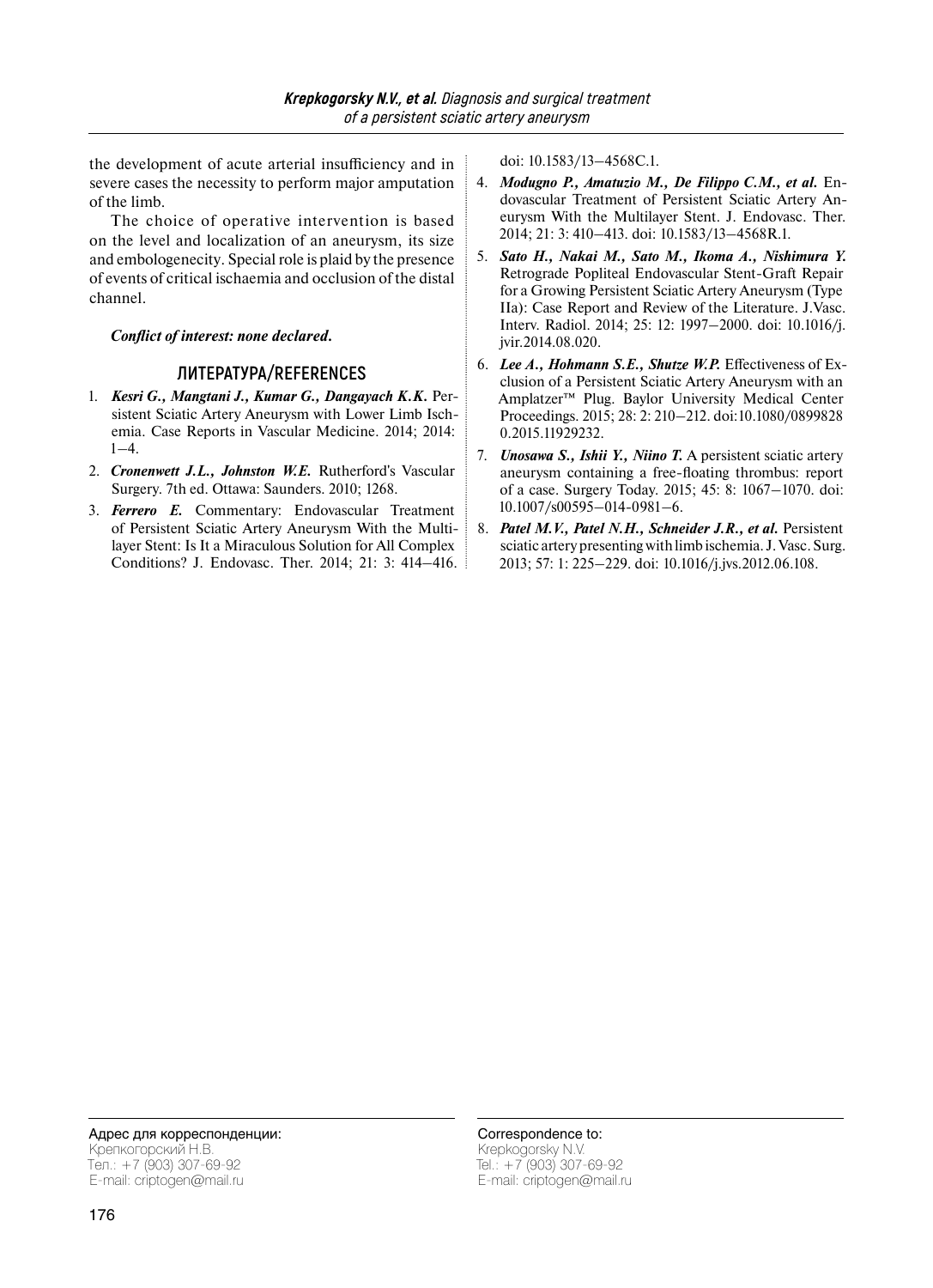the development of acute arterial insufficiency and in severe cases the necessity to perform major amputation of the limb.

The choice of operative intervention is based on the level and localization of an aneurysm, its size and embologenecity. Special role is plaid by the presence of events of critical ischaemia and occlusion of the distal channel.

***Conflict of interest: none declared.***

## ЛИТЕРАТУРА/REFERENCES

1. ***Kesri G., Mangtani J., Kumar G., Dangayach K.K.*** Persistent Sciatic Artery Aneurysm with Lower Limb Ischemia. Case Reports in Vascular Medicine. 2014; 2014: 1–4.
2. ***Cronenwett J.L., Johnston W.E.*** Rutherford's Vascular Surgery. 7th ed. Ottawa: Saunders. 2010; 1268.
3. ***Ferrero E.*** Commentary: Endovascular Treatment of Persistent Sciatic Artery Aneurysm With the Multilayer Stent: Is It a Miraculous Solution for All Complex Conditions? J. Endovasc. Ther. 2014; 21: 3: 414–416. doi: 10.1583/13–4568C.1.
4. ***Modugno P., Amatuzio M., De Filippo C.M., et al.*** Endovascular Treatment of Persistent Sciatic Artery Aneurysm With the Multilayer Stent. J. Endovasc. Ther. 2014; 21: 3: 410–413. doi: 10.1583/13–4568R.1.
5. ***Sato H., Nakai M., Sato M., Ikoma A., Nishimura Y.*** Retrograde Popliteal Endovascular Stent-Graft Repair for a Growing Persistent Sciatic Artery Aneurysm (Type IIa): Case Report and Review of the Literature. J.Vasc. Interv. Radiol. 2014; 25: 12: 1997–2000. doi: 10.1016/j.jvir.2014.08.020.
6. ***Lee A., Hohmann S.E., Shutze W.P.*** Effectiveness of Exclusion of a Persistent Sciatic Artery Aneurysm with an Amplatzer™ Plug. Baylor University Medical Center Proceedings. 2015; 28: 2: 210–212. doi:10.1080/08998280.2015.11929232.
7. ***Unosawa S., Ishii Y., Niino T.*** A persistent sciatic artery aneurysm containing a free-floating thrombus: report of a case. Surgery Today. 2015; 45: 8: 1067–1070. doi: 10.1007/s00595–014-0981–6.
8. ***Patel M.V., Patel N.H., Schneider J.R., et al.*** Persistent sciatic artery presenting with limb ischemia. J. Vasc. Surg. 2013; 57: 1: 225–229. doi: 10.1016/j.jvs.2012.06.108.

Адрес для корреспонденции:
Крепкогорский Н.В.
Тел.: +7 (903) 307-69-92
E-mail: criptogen@mail.ru

Correspondence to:
Krepkogorsky N.V.
Tel.: +7 (903) 307-69-92
E-mail: criptogen@mail.ru